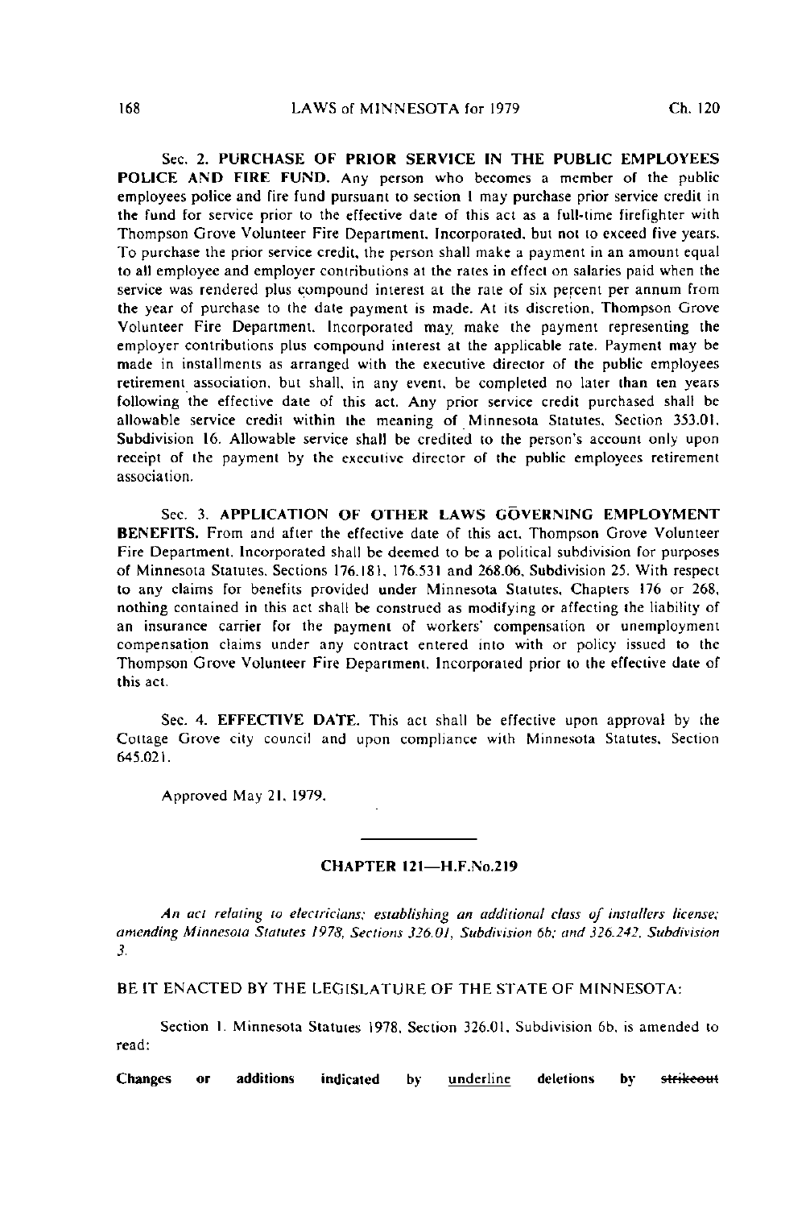Sec. 2. **PURCHASE OF PRIOR SERVICE IN THE PUBLIC EMPLOYEES POLICE AND FIRE FUND.** Any person who becomes a member of the public employees police and fire fund pursuant to section 1 may purchase prior service credit in the fund for service prior to the effective date of this act as a full-time firefighter with Thompson Grove Volunteer Fire Department, Incorporated, but not to exceed five years. To purchase the prior service credit, the person shall make a payment in an amount equal to all employee and employer contributions at the rates in effect on salaries paid when the service was rendered plus compound interest at the rate of six percent per annum from the year of purchase to the date payment is made. At its discretion, Thompson Grove Volunteer Fire Department, Incorporated may make the payment representing the employer contributions plus compound interest at the applicable rate. Payment may be made in installments as arranged with the executive director of the public employees retirement association, but shall, in any event, be completed no later than ten years following the effective date of this act. Any prior service credit purchased shall be allowable service credit within the meaning of Minnesota Statutes, Section 353.01, Subdivision 16. Allowable service shall be credited to the person's account only upon receipt of the payment by the executive director of the public employees retirement association.

Sec. 3. **APPLICATION OF OTHER LAWS GOVERNING EMPLOYMENT BENEFITS.** From and after the effective date of this act, Thompson Grove Volunteer Fire Department, Incorporated shall be deemed to be a political subdivision for purposes of Minnesota Statutes, Sections 176.181, 176.531 and 268.06, Subdivision 25. With respect to any claims for benefits provided under Minnesota Statutes, Chapters 176 or 268, nothing contained in this act shall be construed as modifying or affecting the liability of an insurance carrier for the payment of workers' compensation or unemployment compensation claims under any contract entered into with or policy issued to the Thompson Grove Volunteer Fire Department, Incorporated prior to the effective date of this act.

Sec. 4. **EFFECTIVE DATE.** This act shall be effective upon approval by the Cottage Grove city council and upon compliance with Minnesota Statutes, Section 645.021.

Approved May 21, 1979.

## CHAPTER 121—H.F.No.219

*An act relating to electricians; establishing an additional class of installers license; amending Minnesota Statutes 1978, Sections 326.01, Subdivision 6b; and 326.242, Subdivision 3.*

BE IT ENACTED BY THE LEGISLATURE OF THE STATE OF MINNESOTA:

Section 1. Minnesota Statutes 1978, Section 326.01, Subdivision 6b, is amended to read:

**Changes or additions indicated by** underline **deletions by** ~~strikeout~~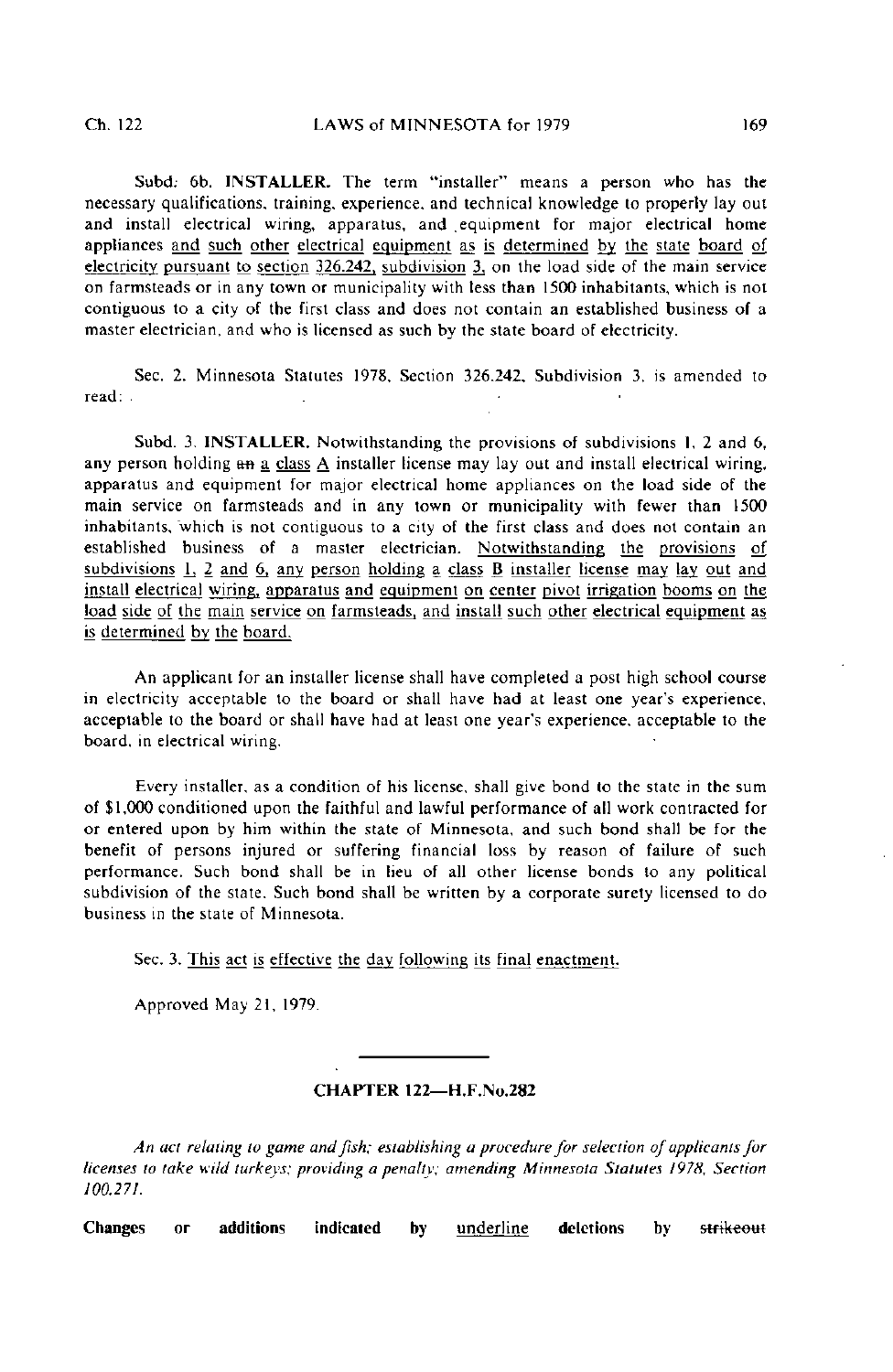Subd. 6b. **INSTALLER.** The term "installer" means a person who has the necessary qualifications, training, experience, and technical knowledge to properly lay out and install electrical wiring, apparatus, and equipment for major electrical home appliances and such other electrical equipment as is determined by the state board of electricity pursuant to section 326.242, subdivision 3, on the load side of the main service on farmsteads or in any town or municipality with less than 1500 inhabitants, which is not contiguous to a city of the first class and does not contain an established business of a master electrician, and who is licensed as such by the state board of electricity.

Sec. 2. Minnesota Statutes 1978, Section 326.242, Subdivision 3, is amended to read:

Subd. 3. **INSTALLER.** Notwithstanding the provisions of subdivisions 1, 2 and 6, any person holding ~~an~~ a class A installer license may lay out and install electrical wiring, apparatus and equipment for major electrical home appliances on the load side of the main service on farmsteads and in any town or municipality with fewer than 1500 inhabitants, which is not contiguous to a city of the first class and does not contain an established business of a master electrician. Notwithstanding the provisions of subdivisions 1, 2 and 6, any person holding a class B installer license may lay out and install electrical wiring, apparatus and equipment on center pivot irrigation booms on the load side of the main service on farmsteads, and install such other electrical equipment as is determined by the board.

An applicant for an installer license shall have completed a post high school course in electricity acceptable to the board or shall have had at least one year's experience, acceptable to the board or shall have had at least one year's experience, acceptable to the board, in electrical wiring.

Every installer, as a condition of his license, shall give bond to the state in the sum of $1,000 conditioned upon the faithful and lawful performance of all work contracted for or entered upon by him within the state of Minnesota, and such bond shall be for the benefit of persons injured or suffering financial loss by reason of failure of such performance. Such bond shall be in lieu of all other license bonds to any political subdivision of the state. Such bond shall be written by a corporate surety licensed to do business in the state of Minnesota.

Sec. 3. This act is effective the day following its final enactment.

Approved May 21, 1979.

## CHAPTER 122—H.F.No.282

*An act relating to game and fish; establishing a procedure for selection of applicants for licenses to take wild turkeys; providing a penalty; amending Minnesota Statutes 1978, Section 100.271.*

**Changes or additions indicated by** underline **deletions by** ~~strikeout~~